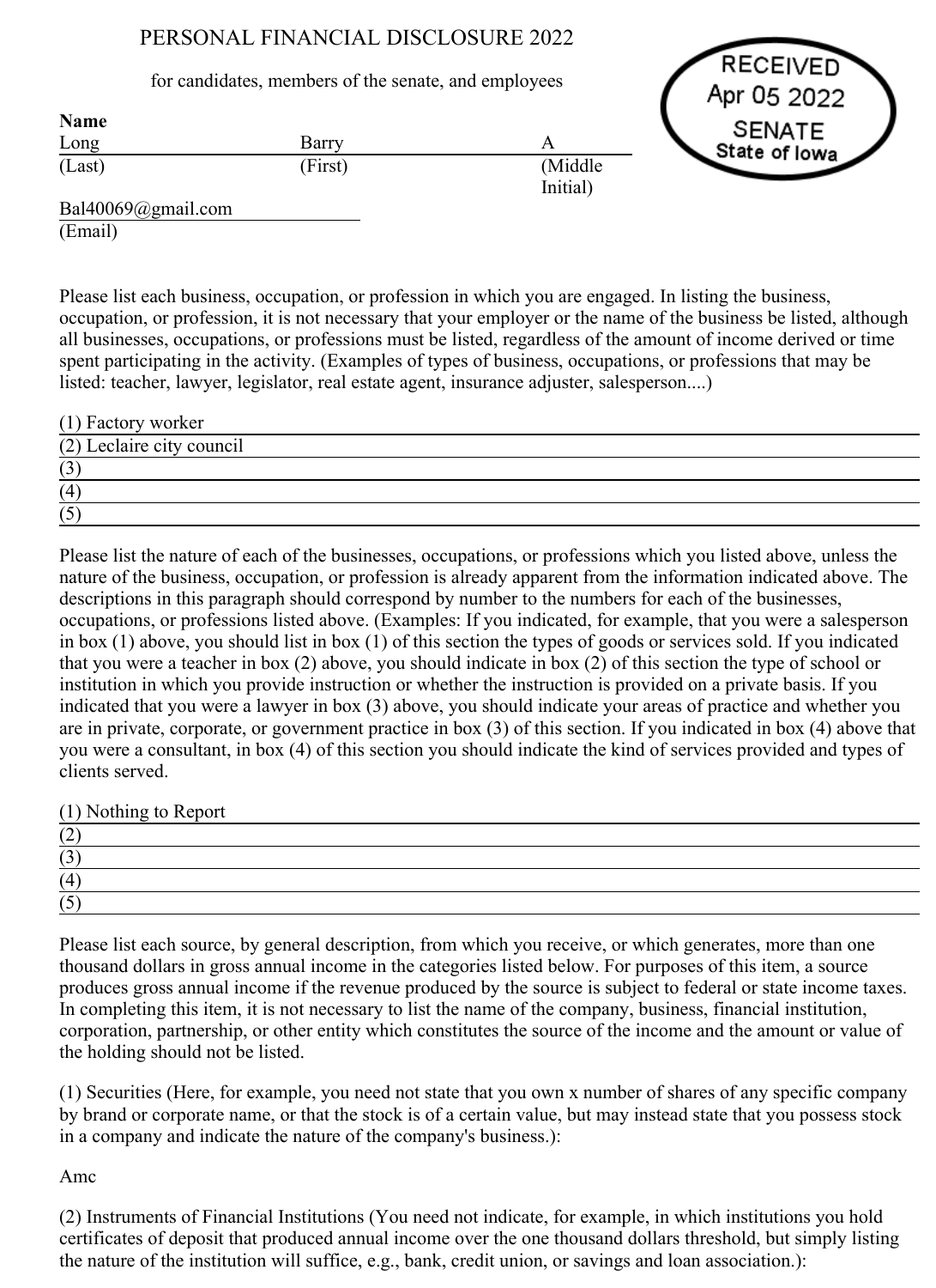# PERSONAL FINANCIAL DISCLOSURE 2022

for candidates, members of the senate, and employees

RECEIVED
Apr 05 2022
SENATE
State of Iowa

**Name**

| Long | Barry | A |
|---|---|---|
| (Last) | (First) | (Middle Initial) |

Bal40069@gmail.com
(Email)

Please list each business, occupation, or profession in which you are engaged. In listing the business, occupation, or profession, it is not necessary that your employer or the name of the business be listed, although all businesses, occupations, or professions must be listed, regardless of the amount of income derived or time spent participating in the activity. (Examples of types of business, occupations, or professions that may be listed: teacher, lawyer, legislator, real estate agent, insurance adjuster, salesperson....)

(1) Factory worker
(2) Leclaire city council
(3)
(4)
(5)

Please list the nature of each of the businesses, occupations, or professions which you listed above, unless the nature of the business, occupation, or profession is already apparent from the information indicated above. The descriptions in this paragraph should correspond by number to the numbers for each of the businesses, occupations, or professions listed above. (Examples: If you indicated, for example, that you were a salesperson in box (1) above, you should list in box (1) of this section the types of goods or services sold. If you indicated that you were a teacher in box (2) above, you should indicate in box (2) of this section the type of school or institution in which you provide instruction or whether the instruction is provided on a private basis. If you indicated that you were a lawyer in box (3) above, you should indicate your areas of practice and whether you are in private, corporate, or government practice in box (3) of this section. If you indicated in box (4) above that you were a consultant, in box (4) of this section you should indicate the kind of services provided and types of clients served.

(1) Nothing to Report
(2)
(3)
(4)
(5)

Please list each source, by general description, from which you receive, or which generates, more than one thousand dollars in gross annual income in the categories listed below. For purposes of this item, a source produces gross annual income if the revenue produced by the source is subject to federal or state income taxes. In completing this item, it is not necessary to list the name of the company, business, financial institution, corporation, partnership, or other entity which constitutes the source of the income and the amount or value of the holding should not be listed.

(1) Securities (Here, for example, you need not state that you own x number of shares of any specific company by brand or corporate name, or that the stock is of a certain value, but may instead state that you possess stock in a company and indicate the nature of the company's business.):

Amc

(2) Instruments of Financial Institutions (You need not indicate, for example, in which institutions you hold certificates of deposit that produced annual income over the one thousand dollars threshold, but simply listing the nature of the institution will suffice, e.g., bank, credit union, or savings and loan association.):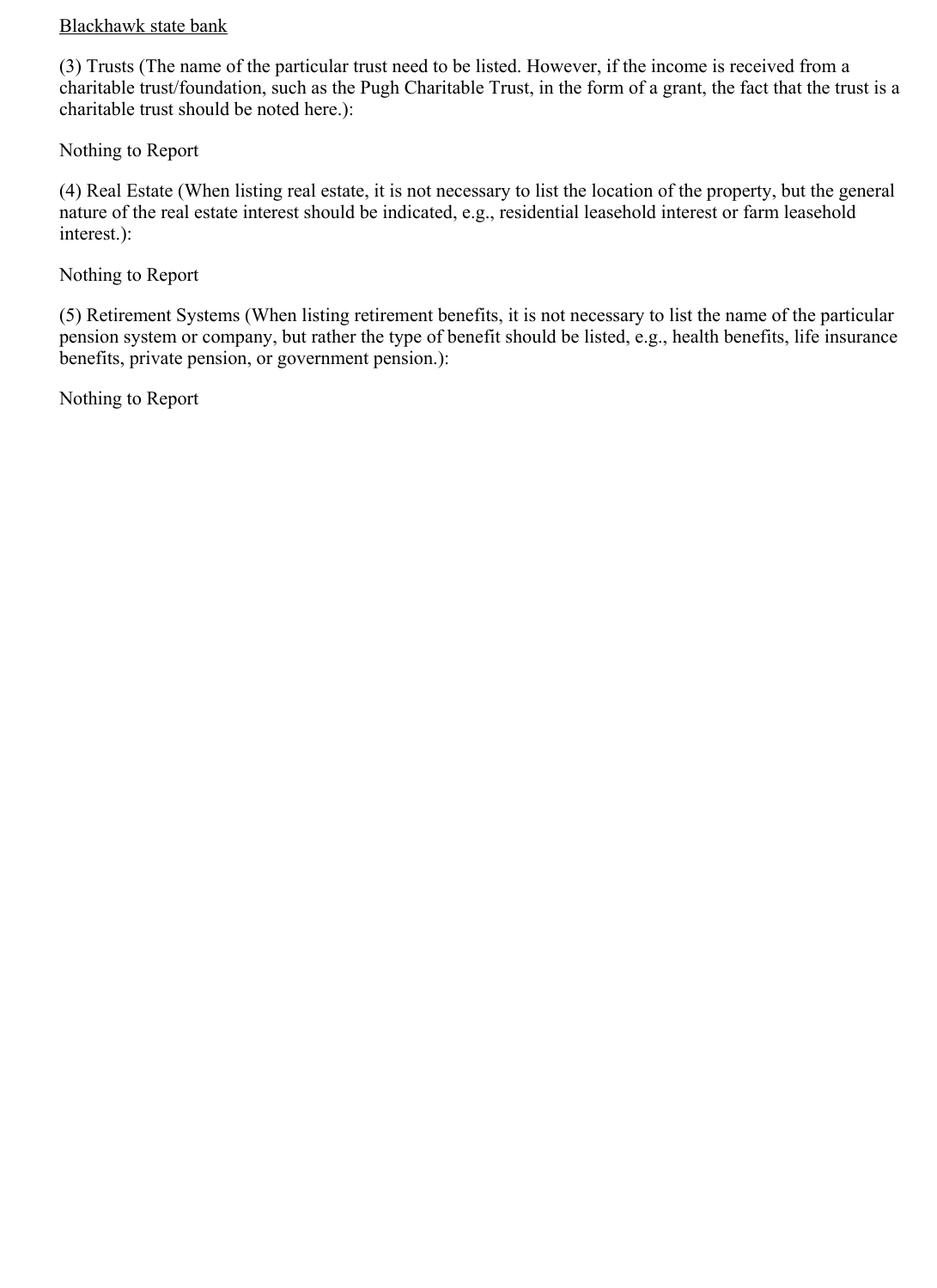<u>Blackhawk state bank</u>

(3) Trusts (The name of the particular trust need to be listed. However, if the income is received from a charitable trust/foundation, such as the Pugh Charitable Trust, in the form of a grant, the fact that the trust is a charitable trust should be noted here.):

Nothing to Report

(4) Real Estate (When listing real estate, it is not necessary to list the location of the property, but the general nature of the real estate interest should be indicated, e.g., residential leasehold interest or farm leasehold interest.):

Nothing to Report

(5) Retirement Systems (When listing retirement benefits, it is not necessary to list the name of the particular pension system or company, but rather the type of benefit should be listed, e.g., health benefits, life insurance benefits, private pension, or government pension.):

Nothing to Report